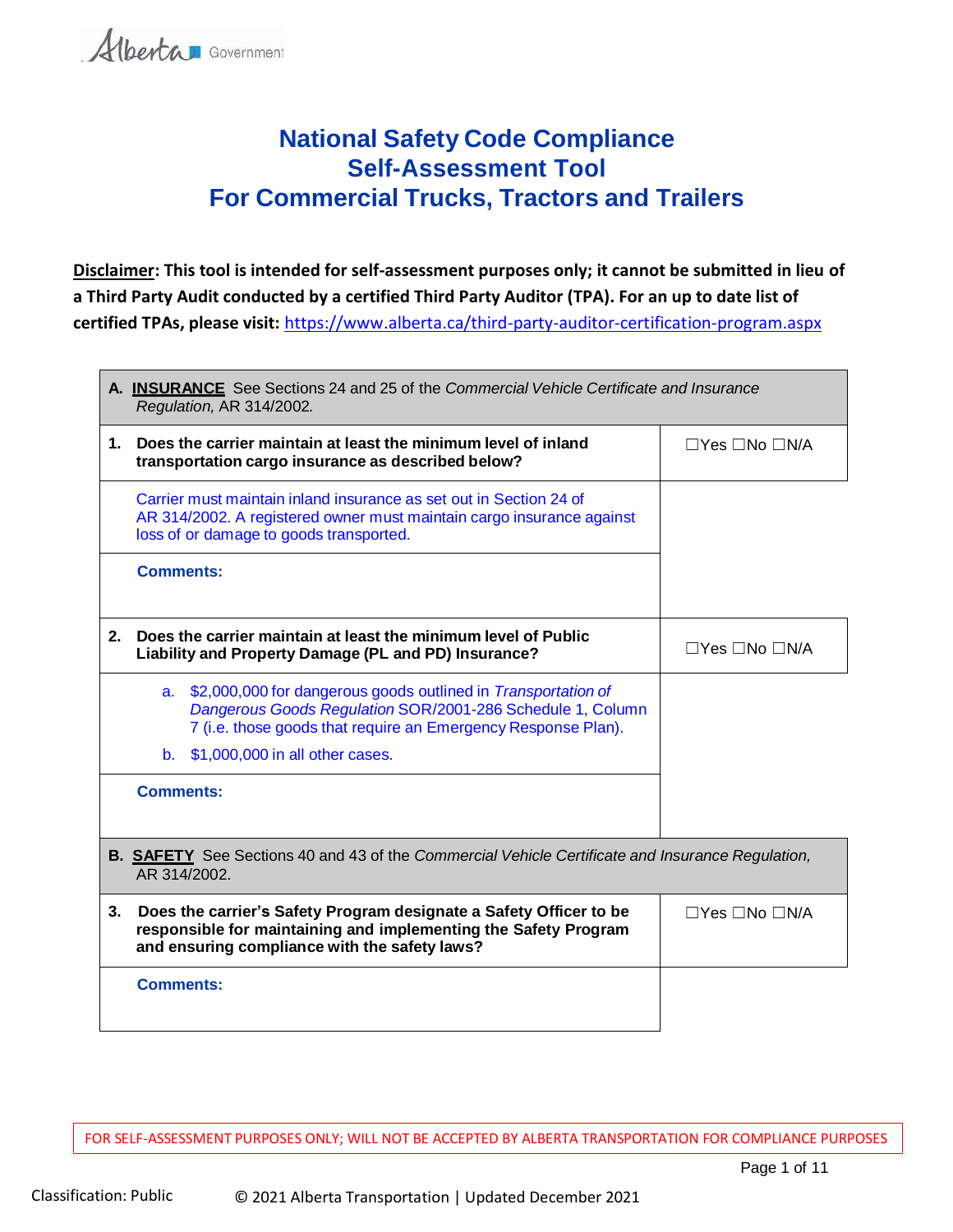# National Safety Code Compliance Self-Assessment Tool For Commercial Trucks, Tractors and Trailers

**Disclaimer: This tool is intended for self-assessment purposes only; it cannot be submitted in lieu of a Third Party Audit conducted by a certified Third Party Auditor (TPA). For an up to date list of certified TPAs, please visit:** https://www.alberta.ca/third-party-auditor-certification-program.aspx

| **A. INSURANCE** See Sections 24 and 25 of the *Commercial Vehicle Certificate and Insurance Regulation,* AR 314/2002. | |
|---|---|
| **1. Does the carrier maintain at least the minimum level of inland transportation cargo insurance as described below?** | ☐Yes ☐No ☐N/A |
| Carrier must maintain inland insurance as set out in Section 24 of AR 314/2002. A registered owner must maintain cargo insurance against loss of or damage to goods transported. | |
| **Comments:** | |
| **2. Does the carrier maintain at least the minimum level of Public Liability and Property Damage (PL and PD) Insurance?** | ☐Yes ☐No ☐N/A |
| a. $2,000,000 for dangerous goods outlined in *Transportation of Dangerous Goods Regulation* SOR/2001-286 Schedule 1, Column 7 (i.e. those goods that require an Emergency Response Plan).<br>b. $1,000,000 in all other cases. | |
| **Comments:** | |
| **B. SAFETY** See Sections 40 and 43 of the *Commercial Vehicle Certificate and Insurance Regulation,* AR 314/2002. | |
| **3. Does the carrier's Safety Program designate a Safety Officer to be responsible for maintaining and implementing the Safety Program and ensuring compliance with the safety laws?** | ☐Yes ☐No ☐N/A |
| **Comments:** | |

FOR SELF-ASSESSMENT PURPOSES ONLY; WILL NOT BE ACCEPTED BY ALBERTA TRANSPORTATION FOR COMPLIANCE PURPOSES

Classification: Public

© 2021 Alberta Transportation | Updated December 2021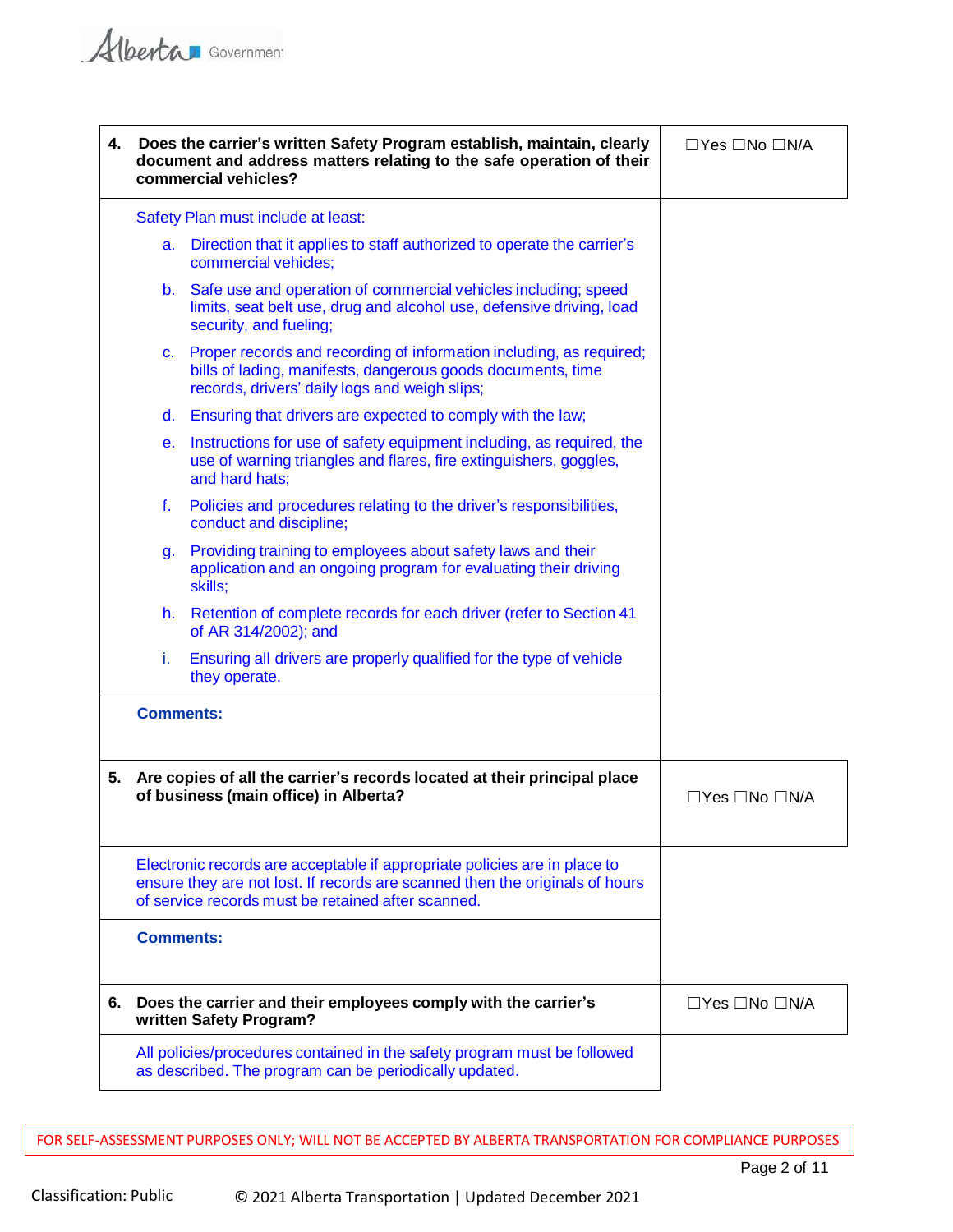| | |
|---|---|
| **4. Does the carrier's written Safety Program establish, maintain, clearly document and address matters relating to the safe operation of their commercial vehicles?** | ☐Yes ☐No ☐N/A |
| Safety Plan must include at least:<br>a. Direction that it applies to staff authorized to operate the carrier's commercial vehicles;<br>b. Safe use and operation of commercial vehicles including; speed limits, seat belt use, drug and alcohol use, defensive driving, load security, and fueling;<br>c. Proper records and recording of information including, as required; bills of lading, manifests, dangerous goods documents, time records, drivers' daily logs and weigh slips;<br>d. Ensuring that drivers are expected to comply with the law;<br>e. Instructions for use of safety equipment including, as required, the use of warning triangles and flares, fire extinguishers, goggles, and hard hats;<br>f. Policies and procedures relating to the driver's responsibilities, conduct and discipline;<br>g. Providing training to employees about safety laws and their application and an ongoing program for evaluating their driving skills;<br>h. Retention of complete records for each driver (refer to Section 41 of AR 314/2002); and<br>i. Ensuring all drivers are properly qualified for the type of vehicle they operate. | |
| **Comments:** | |
| **5. Are copies of all the carrier's records located at their principal place of business (main office) in Alberta?** | ☐Yes ☐No ☐N/A |
| Electronic records are acceptable if appropriate policies are in place to ensure they are not lost. If records are scanned then the originals of hours of service records must be retained after scanned. | |
| **Comments:** | |
| **6. Does the carrier and their employees comply with the carrier's written Safety Program?** | ☐Yes ☐No ☐N/A |
| All policies/procedures contained in the safety program must be followed as described. The program can be periodically updated. | |

FOR SELF-ASSESSMENT PURPOSES ONLY; WILL NOT BE ACCEPTED BY ALBERTA TRANSPORTATION FOR COMPLIANCE PURPOSES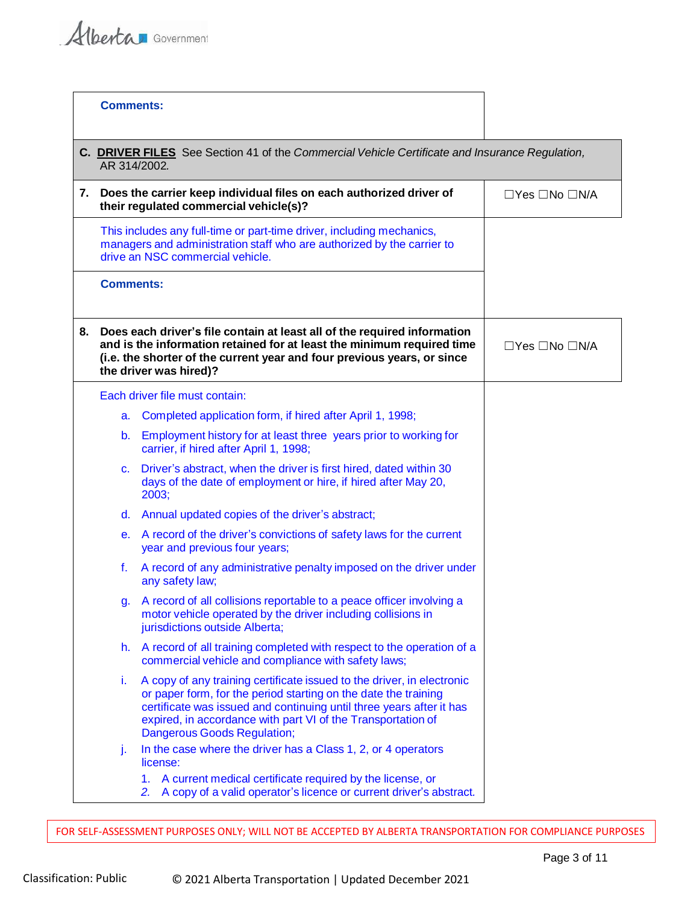**Comments:**

**C. DRIVER FILES** See Section 41 of the *Commercial Vehicle Certificate and Insurance Regulation,* AR 314/2002.

| | |
|---|---|
| **7. Does the carrier keep individual files on each authorized driver of their regulated commercial vehicle(s)?** | ☐Yes ☐No ☐N/A |
| This includes any full-time or part-time driver, including mechanics, managers and administration staff who are authorized by the carrier to drive an NSC commercial vehicle. | |
| **Comments:** | |
| **8. Does each driver's file contain at least all of the required information and is the information retained for at least the minimum required time (i.e. the shorter of the current year and four previous years, or since the driver was hired)?** | ☐Yes ☐No ☐N/A |

Each driver file must contain:

a. Completed application form, if hired after April 1, 1998;

b. Employment history for at least three years prior to working for carrier, if hired after April 1, 1998;

c. Driver's abstract, when the driver is first hired, dated within 30 days of the date of employment or hire, if hired after May 20, 2003;

d. Annual updated copies of the driver's abstract;

e. A record of the driver's convictions of safety laws for the current year and previous four years;

f. A record of any administrative penalty imposed on the driver under any safety law;

g. A record of all collisions reportable to a peace officer involving a motor vehicle operated by the driver including collisions in jurisdictions outside Alberta;

h. A record of all training completed with respect to the operation of a commercial vehicle and compliance with safety laws;

i. A copy of any training certificate issued to the driver, in electronic or paper form, for the period starting on the date the training certificate was issued and continuing until three years after it has expired, in accordance with part VI of the Transportation of Dangerous Goods Regulation;

j. In the case where the driver has a Class 1, 2, or 4 operators license:
   1. A current medical certificate required by the license, or
   2. A copy of a valid operator's licence or current driver's abstract.

FOR SELF-ASSESSMENT PURPOSES ONLY; WILL NOT BE ACCEPTED BY ALBERTA TRANSPORTATION FOR COMPLIANCE PURPOSES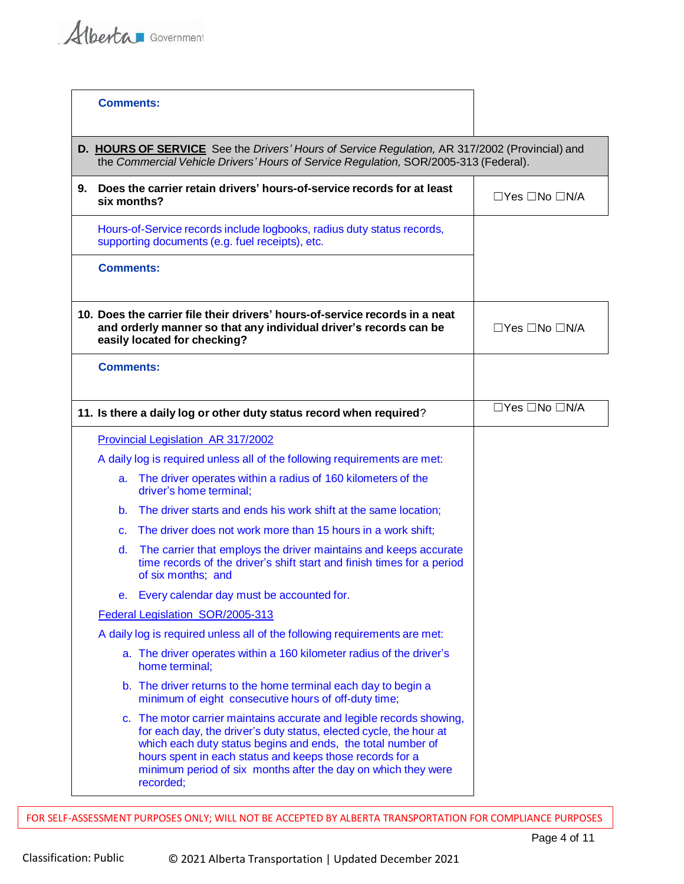**Comments:**

**D. HOURS OF SERVICE** See the *Drivers' Hours of Service Regulation,* AR 317/2002 (Provincial) and the *Commercial Vehicle Drivers' Hours of Service Regulation,* SOR/2005-313 (Federal).

| | |
|---|---|
| **9. Does the carrier retain drivers' hours-of-service records for at least six months?** | ☐Yes ☐No ☐N/A |
| Hours-of-Service records include logbooks, radius duty status records, supporting documents (e.g. fuel receipts), etc. | |
| **Comments:** | |
| **10. Does the carrier file their drivers' hours-of-service records in a neat and orderly manner so that any individual driver's records can be easily located for checking?** | ☐Yes ☐No ☐N/A |
| **Comments:** | |
| **11. Is there a daily log or other duty status record when required**? | ☐Yes ☐No ☐N/A |

Provincial Legislation AR 317/2002

A daily log is required unless all of the following requirements are met:

a. The driver operates within a radius of 160 kilometers of the driver's home terminal;

b. The driver starts and ends his work shift at the same location;

c. The driver does not work more than 15 hours in a work shift;

d. The carrier that employs the driver maintains and keeps accurate time records of the driver's shift start and finish times for a period of six months; and

e. Every calendar day must be accounted for.

Federal Legislation SOR/2005-313

A daily log is required unless all of the following requirements are met:

a. The driver operates within a 160 kilometer radius of the driver's home terminal;

b. The driver returns to the home terminal each day to begin a minimum of eight consecutive hours of off-duty time;

c. The motor carrier maintains accurate and legible records showing, for each day, the driver's duty status, elected cycle, the hour at which each duty status begins and ends, the total number of hours spent in each status and keeps those records for a minimum period of six months after the day on which they were recorded;

FOR SELF-ASSESSMENT PURPOSES ONLY; WILL NOT BE ACCEPTED BY ALBERTA TRANSPORTATION FOR COMPLIANCE PURPOSES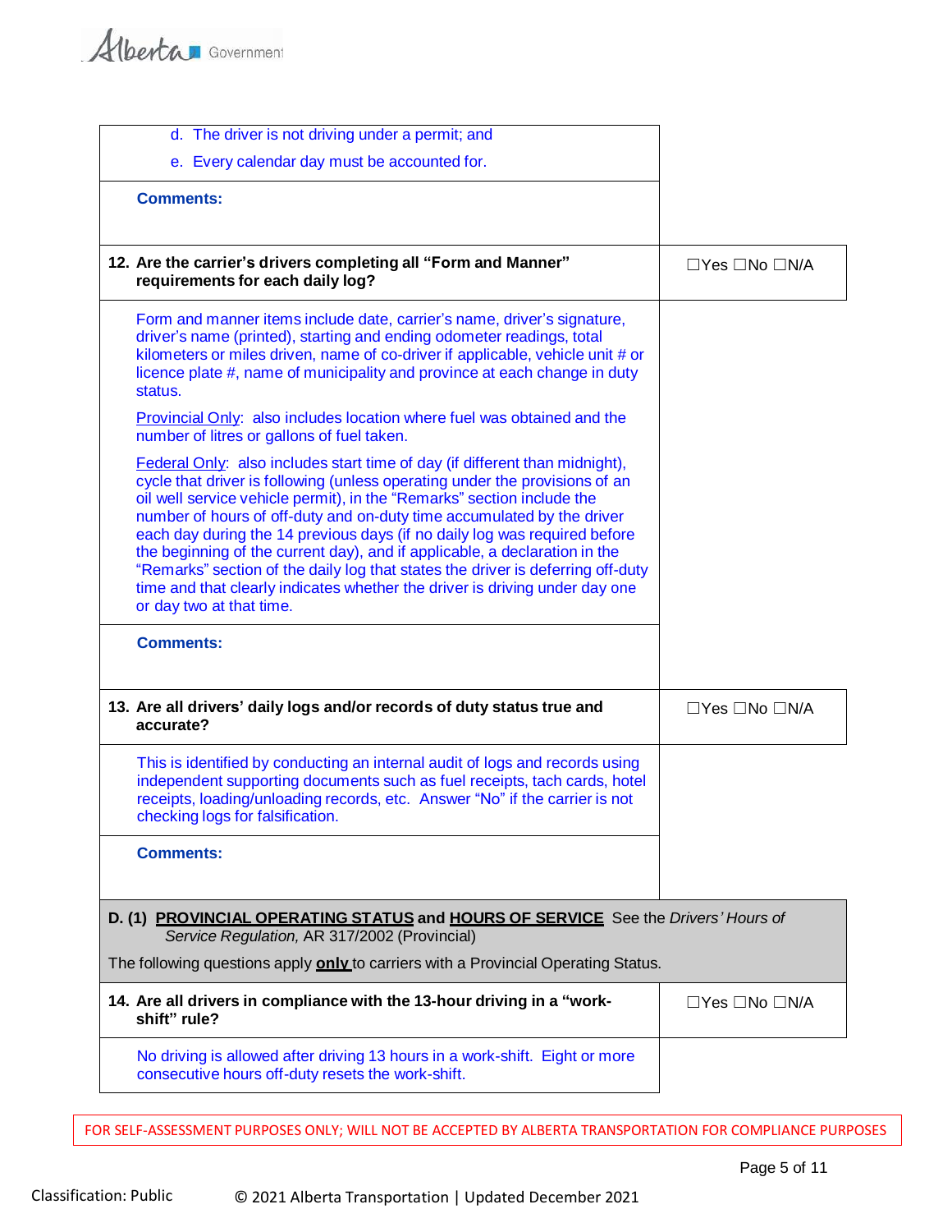d. The driver is not driving under a permit; and

e. Every calendar day must be accounted for.

**Comments:**

| | |
|---|---|
| **12. Are the carrier's drivers completing all "Form and Manner" requirements for each daily log?** | ☐Yes ☐No ☐N/A |

Form and manner items include date, carrier's name, driver's signature, driver's name (printed), starting and ending odometer readings, total kilometers or miles driven, name of co-driver if applicable, vehicle unit # or licence plate #, name of municipality and province at each change in duty status.

Provincial Only: also includes location where fuel was obtained and the number of litres or gallons of fuel taken.

Federal Only: also includes start time of day (if different than midnight), cycle that driver is following (unless operating under the provisions of an oil well service vehicle permit), in the "Remarks" section include the number of hours of off-duty and on-duty time accumulated by the driver each day during the 14 previous days (if no daily log was required before the beginning of the current day), and if applicable, a declaration in the "Remarks" section of the daily log that states the driver is deferring off-duty time and that clearly indicates whether the driver is driving under day one or day two at that time.

**Comments:**

| | |
|---|---|
| **13. Are all drivers' daily logs and/or records of duty status true and accurate?** | ☐Yes ☐No ☐N/A |

This is identified by conducting an internal audit of logs and records using independent supporting documents such as fuel receipts, tach cards, hotel receipts, loading/unloading records, etc. Answer "No" if the carrier is not checking logs for falsification.

**Comments:**

**D. (1) PROVINCIAL OPERATING STATUS and HOURS OF SERVICE** See the *Drivers' Hours of Service Regulation,* AR 317/2002 (Provincial)

The following questions apply **only** to carriers with a Provincial Operating Status.

| | |
|---|---|
| **14. Are all drivers in compliance with the 13-hour driving in a "work-shift" rule?** | ☐Yes ☐No ☐N/A |

No driving is allowed after driving 13 hours in a work-shift. Eight or more consecutive hours off-duty resets the work-shift.

FOR SELF-ASSESSMENT PURPOSES ONLY; WILL NOT BE ACCEPTED BY ALBERTA TRANSPORTATION FOR COMPLIANCE PURPOSES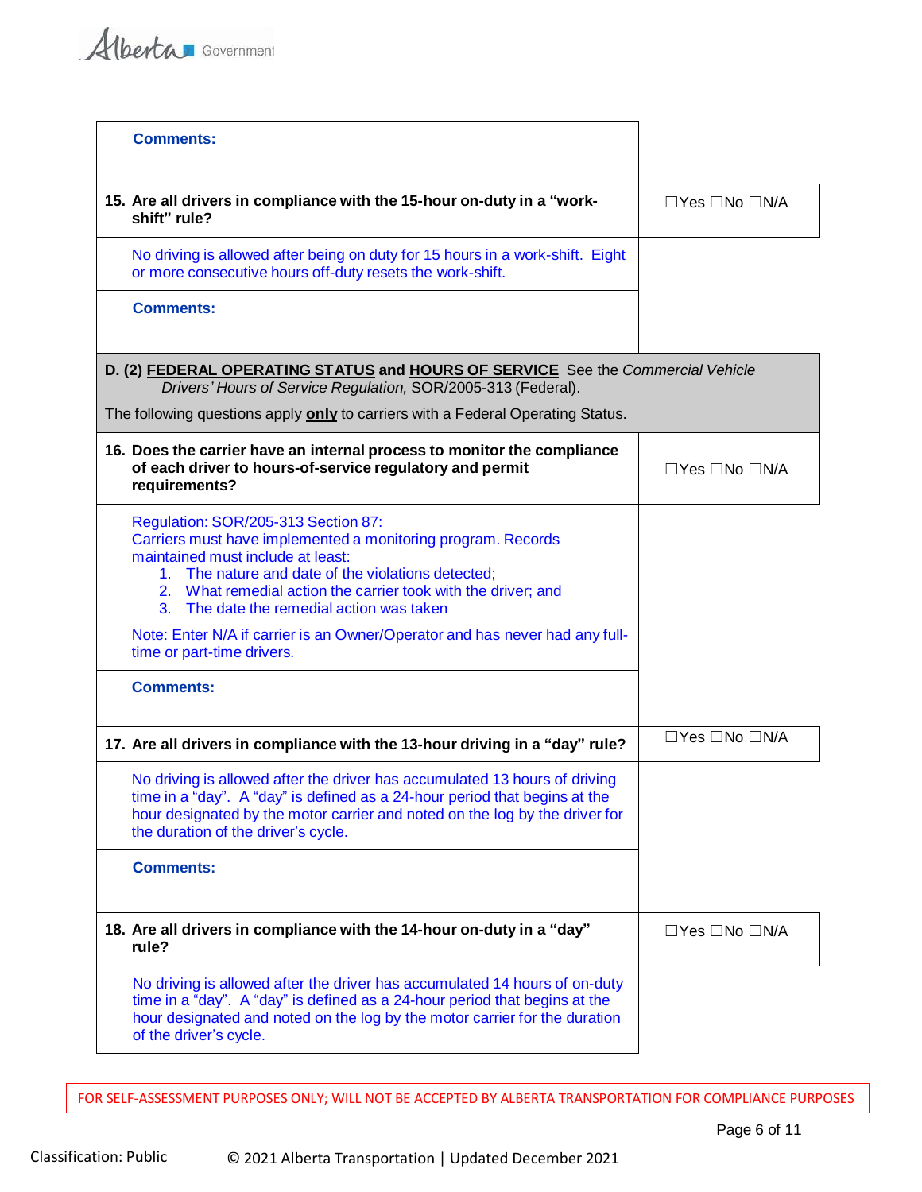**Comments:**

| | |
|---|---|
| **15. Are all drivers in compliance with the 15-hour on-duty in a "work-shift" rule?** | ☐Yes ☐No ☐N/A |
| No driving is allowed after being on duty for 15 hours in a work-shift. Eight or more consecutive hours off-duty resets the work-shift. | |
| **Comments:** | |

**D. (2) <u>FEDERAL OPERATING STATUS</u> and <u>HOURS OF SERVICE</u>** See the *Commercial Vehicle Drivers' Hours of Service Regulation,* SOR/2005-313 (Federal).

The following questions apply **<u>only</u>** to carriers with a Federal Operating Status.

| | |
|---|---|
| **16. Does the carrier have an internal process to monitor the compliance of each driver to hours-of-service regulatory and permit requirements?** | ☐Yes ☐No ☐N/A |
| Regulation: SOR/205-313 Section 87:<br>Carriers must have implemented a monitoring program. Records maintained must include at least:<br>1. The nature and date of the violations detected;<br>2. What remedial action the carrier took with the driver; and<br>3. The date the remedial action was taken<br><br>Note: Enter N/A if carrier is an Owner/Operator and has never had any full-time or part-time drivers. | |
| **Comments:** | |
| **17. Are all drivers in compliance with the 13-hour driving in a "day" rule?** | ☐Yes ☐No ☐N/A |
| No driving is allowed after the driver has accumulated 13 hours of driving time in a "day". A "day" is defined as a 24-hour period that begins at the hour designated by the motor carrier and noted on the log by the driver for the duration of the driver's cycle. | |
| **Comments:** | |
| **18. Are all drivers in compliance with the 14-hour on-duty in a "day" rule?** | ☐Yes ☐No ☐N/A |
| No driving is allowed after the driver has accumulated 14 hours of on-duty time in a "day". A "day" is defined as a 24-hour period that begins at the hour designated and noted on the log by the motor carrier for the duration of the driver's cycle. | |

FOR SELF-ASSESSMENT PURPOSES ONLY; WILL NOT BE ACCEPTED BY ALBERTA TRANSPORTATION FOR COMPLIANCE PURPOSES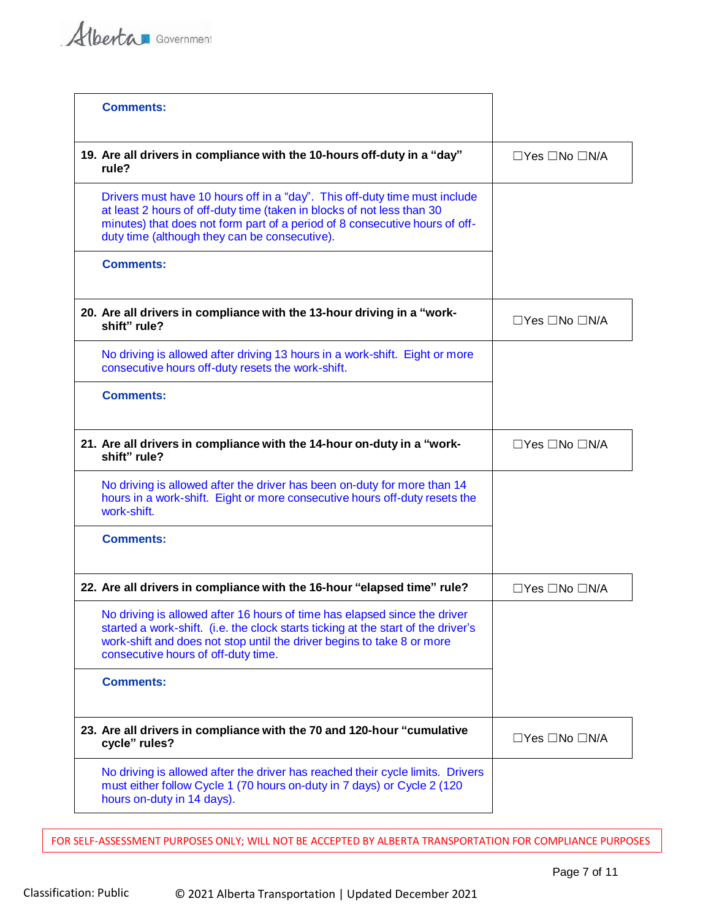**Comments:**

| | |
|---|---|
| **19. Are all drivers in compliance with the 10-hours off-duty in a "day" rule?** | ☐Yes ☐No ☐N/A |
| Drivers must have 10 hours off in a "day". This off-duty time must include at least 2 hours of off-duty time (taken in blocks of not less than 30 minutes) that does not form part of a period of 8 consecutive hours of off-duty time (although they can be consecutive). | |
| **Comments:** | |
| **20. Are all drivers in compliance with the 13-hour driving in a "work-shift" rule?** | ☐Yes ☐No ☐N/A |
| No driving is allowed after driving 13 hours in a work-shift. Eight or more consecutive hours off-duty resets the work-shift. | |
| **Comments:** | |
| **21. Are all drivers in compliance with the 14-hour on-duty in a "work-shift" rule?** | ☐Yes ☐No ☐N/A |
| No driving is allowed after the driver has been on-duty for more than 14 hours in a work-shift. Eight or more consecutive hours off-duty resets the work-shift. | |
| **Comments:** | |
| **22. Are all drivers in compliance with the 16-hour "elapsed time" rule?** | ☐Yes ☐No ☐N/A |
| No driving is allowed after 16 hours of time has elapsed since the driver started a work-shift. (i.e. the clock starts ticking at the start of the driver's work-shift and does not stop until the driver begins to take 8 or more consecutive hours of off-duty time. | |
| **Comments:** | |
| **23. Are all drivers in compliance with the 70 and 120-hour "cumulative cycle" rules?** | ☐Yes ☐No ☐N/A |
| No driving is allowed after the driver has reached their cycle limits. Drivers must either follow Cycle 1 (70 hours on-duty in 7 days) or Cycle 2 (120 hours on-duty in 14 days). | |

FOR SELF-ASSESSMENT PURPOSES ONLY; WILL NOT BE ACCEPTED BY ALBERTA TRANSPORTATION FOR COMPLIANCE PURPOSES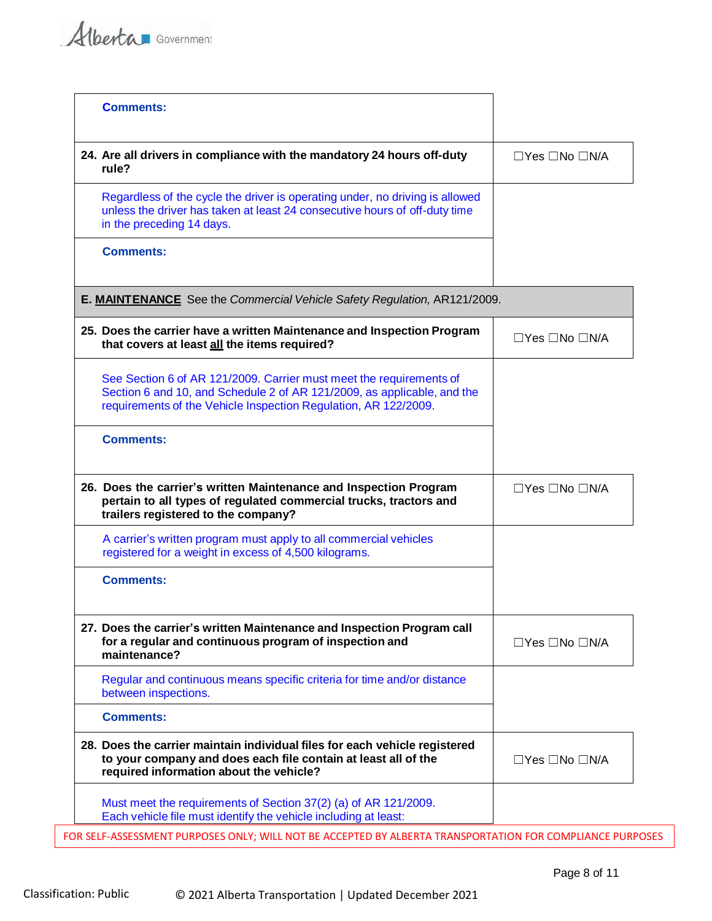| | |
|---|---|
| **Comments:** | |
| **24. Are all drivers in compliance with the mandatory 24 hours off-duty rule?** | ☐Yes ☐No ☐N/A |
| Regardless of the cycle the driver is operating under, no driving is allowed unless the driver has taken at least 24 consecutive hours of off-duty time in the preceding 14 days. | |
| **Comments:** | |
| **E. MAINTENANCE** See the *Commercial Vehicle Safety Regulation,* AR121/2009. | |
| **25. Does the carrier have a written Maintenance and Inspection Program that covers at least all the items required?** | ☐Yes ☐No ☐N/A |
| See Section 6 of AR 121/2009. Carrier must meet the requirements of Section 6 and 10, and Schedule 2 of AR 121/2009, as applicable, and the requirements of the Vehicle Inspection Regulation, AR 122/2009. | |
| **Comments:** | |
| **26. Does the carrier's written Maintenance and Inspection Program pertain to all types of regulated commercial trucks, tractors and trailers registered to the company?** | ☐Yes ☐No ☐N/A |
| A carrier's written program must apply to all commercial vehicles registered for a weight in excess of 4,500 kilograms. | |
| **Comments:** | |
| **27. Does the carrier's written Maintenance and Inspection Program call for a regular and continuous program of inspection and maintenance?** | ☐Yes ☐No ☐N/A |
| Regular and continuous means specific criteria for time and/or distance between inspections. | |
| **Comments:** | |
| **28. Does the carrier maintain individual files for each vehicle registered to your company and does each file contain at least all of the required information about the vehicle?** | ☐Yes ☐No ☐N/A |
| Must meet the requirements of Section 37(2) (a) of AR 121/2009. Each vehicle file must identify the vehicle including at least: | |

FOR SELF-ASSESSMENT PURPOSES ONLY; WILL NOT BE ACCEPTED BY ALBERTA TRANSPORTATION FOR COMPLIANCE PURPOSES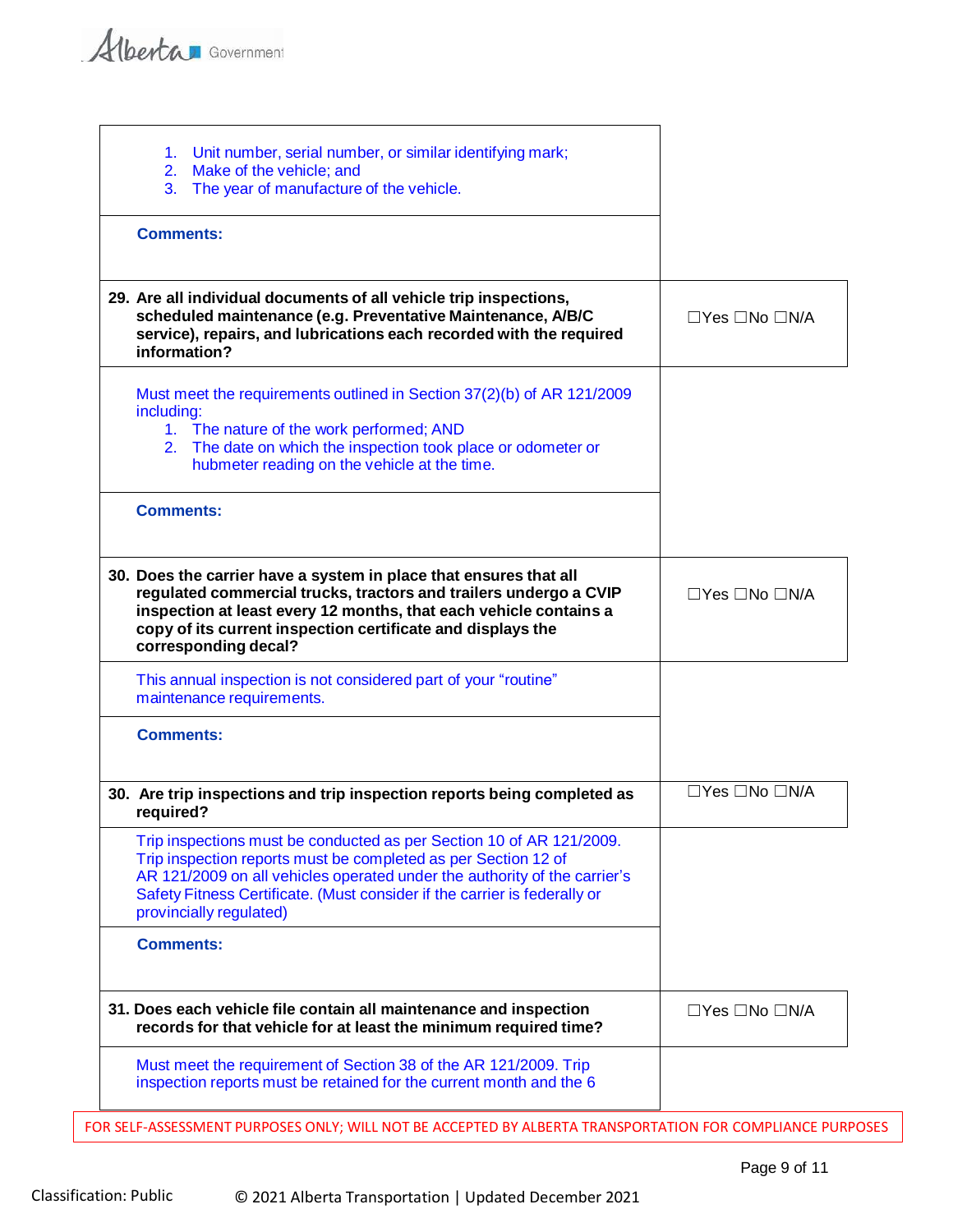| | |
|---|---|
| 1. Unit number, serial number, or similar identifying mark;<br>2. Make of the vehicle; and<br>3. The year of manufacture of the vehicle. | |
| **Comments:** | |
| **29. Are all individual documents of all vehicle trip inspections, scheduled maintenance (e.g. Preventative Maintenance, A/B/C service), repairs, and lubrications each recorded with the required information?** | ☐Yes ☐No ☐N/A |
| Must meet the requirements outlined in Section 37(2)(b) of AR 121/2009 including:<br>1. The nature of the work performed; AND<br>2. The date on which the inspection took place or odometer or hubmeter reading on the vehicle at the time. | |
| **Comments:** | |
| **30. Does the carrier have a system in place that ensures that all regulated commercial trucks, tractors and trailers undergo a CVIP inspection at least every 12 months, that each vehicle contains a copy of its current inspection certificate and displays the corresponding decal?** | ☐Yes ☐No ☐N/A |
| This annual inspection is not considered part of your "routine" maintenance requirements. | |
| **Comments:** | |
| **30. Are trip inspections and trip inspection reports being completed as required?** | ☐Yes ☐No ☐N/A |
| Trip inspections must be conducted as per Section 10 of AR 121/2009. Trip inspection reports must be completed as per Section 12 of AR 121/2009 on all vehicles operated under the authority of the carrier's Safety Fitness Certificate. (Must consider if the carrier is federally or provincially regulated) | |
| **Comments:** | |
| **31. Does each vehicle file contain all maintenance and inspection records for that vehicle for at least the minimum required time?** | ☐Yes ☐No ☐N/A |
| Must meet the requirement of Section 38 of the AR 121/2009. Trip inspection reports must be retained for the current month and the 6 | |

FOR SELF-ASSESSMENT PURPOSES ONLY; WILL NOT BE ACCEPTED BY ALBERTA TRANSPORTATION FOR COMPLIANCE PURPOSES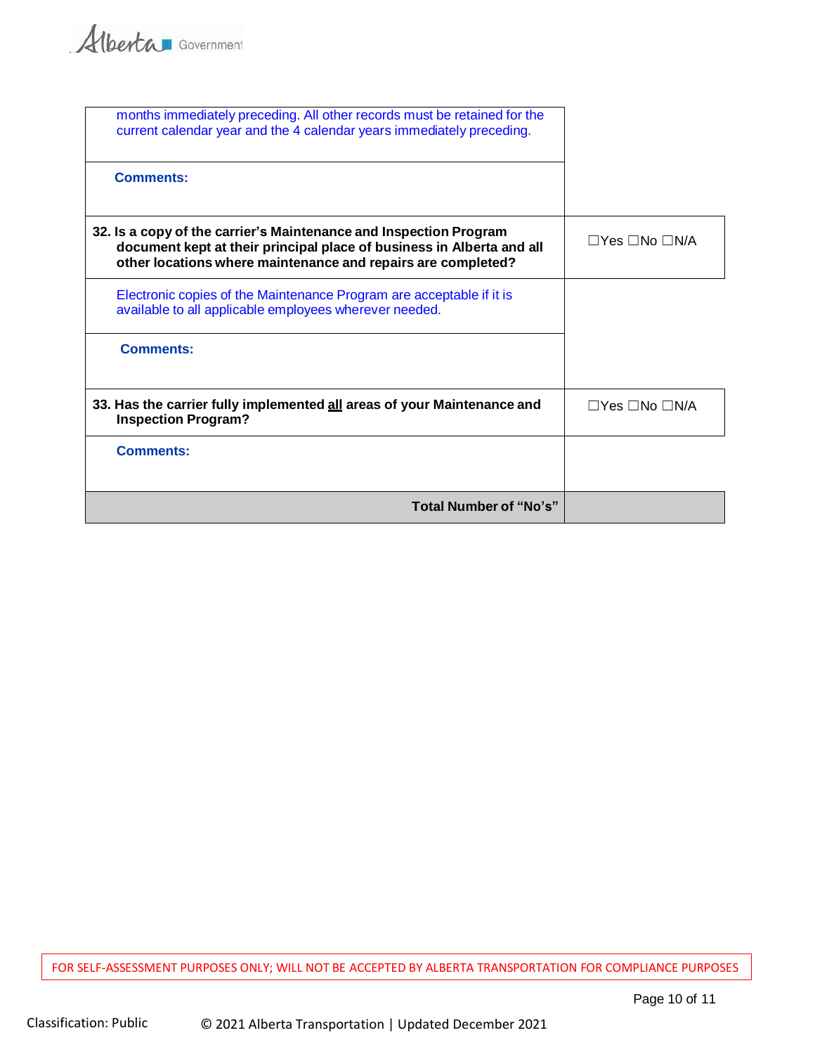| | |
|---|---|
| months immediately preceding. All other records must be retained for the current calendar year and the 4 calendar years immediately preceding. | |
| **Comments:** | |
| **32. Is a copy of the carrier's Maintenance and Inspection Program document kept at their principal place of business in Alberta and all other locations where maintenance and repairs are completed?** | ☐Yes ☐No ☐N/A |
| Electronic copies of the Maintenance Program are acceptable if it is available to all applicable employees wherever needed. | |
| **Comments:** | |
| **33. Has the carrier fully implemented <u>all</u> areas of your Maintenance and Inspection Program?** | ☐Yes ☐No ☐N/A |
| **Comments:** | |
| **Total Number of "No's"** | |

FOR SELF-ASSESSMENT PURPOSES ONLY; WILL NOT BE ACCEPTED BY ALBERTA TRANSPORTATION FOR COMPLIANCE PURPOSES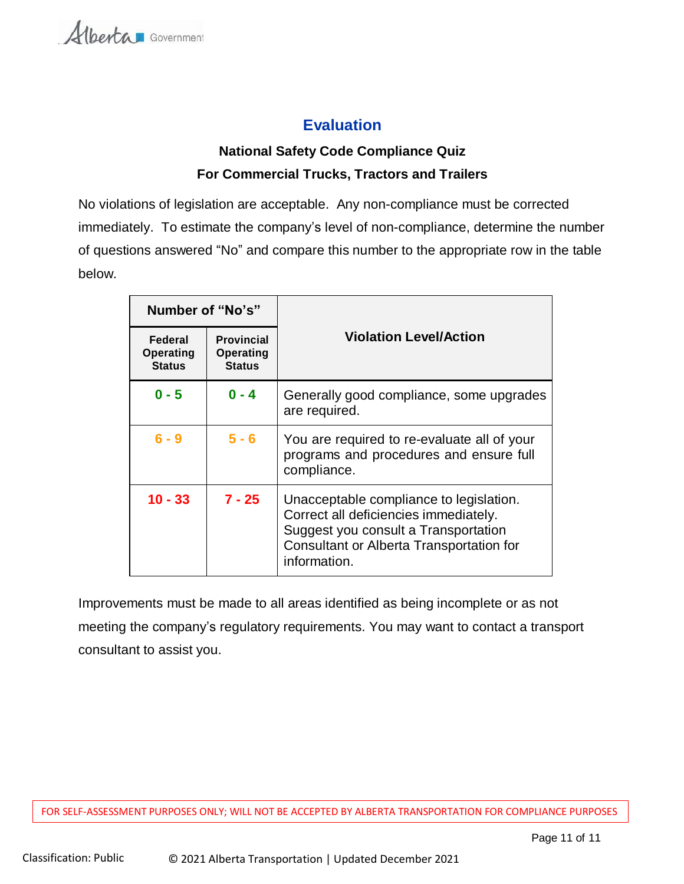## Evaluation

**National Safety Code Compliance Quiz**

**For Commercial Trucks, Tractors and Trailers**

No violations of legislation are acceptable. Any non-compliance must be corrected immediately. To estimate the company's level of non-compliance, determine the number of questions answered "No" and compare this number to the appropriate row in the table below.

| Number of "No's" | | Violation Level/Action |
|---|---|---|
| Federal Operating Status | Provincial Operating Status | |
| 0 - 5 | 0 - 4 | Generally good compliance, some upgrades are required. |
| 6 - 9 | 5 - 6 | You are required to re-evaluate all of your programs and procedures and ensure full compliance. |
| 10 - 33 | 7 - 25 | Unacceptable compliance to legislation. Correct all deficiencies immediately. Suggest you consult a Transportation Consultant or Alberta Transportation for information. |

Improvements must be made to all areas identified as being incomplete or as not meeting the company's regulatory requirements. You may want to contact a transport consultant to assist you.

FOR SELF-ASSESSMENT PURPOSES ONLY; WILL NOT BE ACCEPTED BY ALBERTA TRANSPORTATION FOR COMPLIANCE PURPOSES